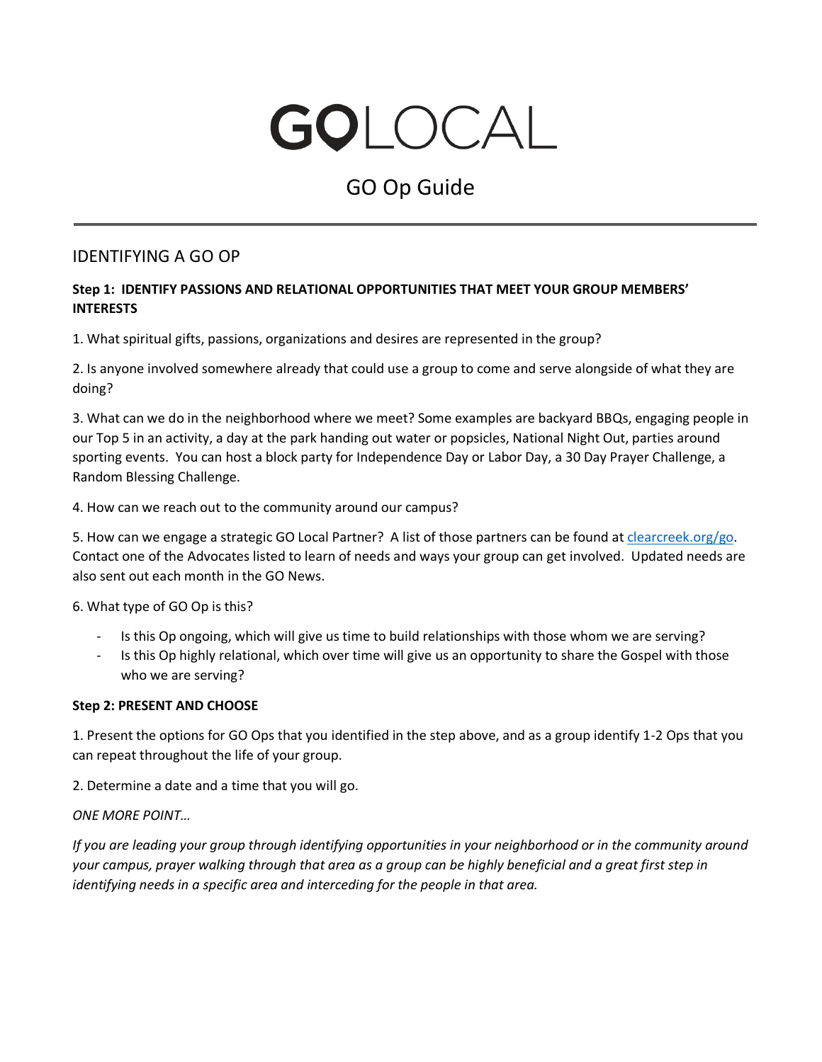# GOLOCAL

## GO Op Guide

---

## IDENTIFYING A GO OP

**Step 1: IDENTIFY PASSIONS AND RELATIONAL OPPORTUNITIES THAT MEET YOUR GROUP MEMBERS' INTERESTS**

1. What spiritual gifts, passions, organizations and desires are represented in the group?

2. Is anyone involved somewhere already that could use a group to come and serve alongside of what they are doing?

3. What can we do in the neighborhood where we meet? Some examples are backyard BBQs, engaging people in our Top 5 in an activity, a day at the park handing out water or popsicles, National Night Out, parties around sporting events. You can host a block party for Independence Day or Labor Day, a 30 Day Prayer Challenge, a Random Blessing Challenge.

4. How can we reach out to the community around our campus?

5. How can we engage a strategic GO Local Partner? A list of those partners can be found at [clearcreek.org/go](clearcreek.org/go). Contact one of the Advocates listed to learn of needs and ways your group can get involved. Updated needs are also sent out each month in the GO News.

6. What type of GO Op is this?

- Is this Op ongoing, which will give us time to build relationships with those whom we are serving?
- Is this Op highly relational, which over time will give us an opportunity to share the Gospel with those who we are serving?

**Step 2: PRESENT AND CHOOSE**

1. Present the options for GO Ops that you identified in the step above, and as a group identify 1-2 Ops that you can repeat throughout the life of your group.

2. Determine a date and a time that you will go.

*ONE MORE POINT…*

*If you are leading your group through identifying opportunities in your neighborhood or in the community around your campus, prayer walking through that area as a group can be highly beneficial and a great first step in identifying needs in a specific area and interceding for the people in that area.*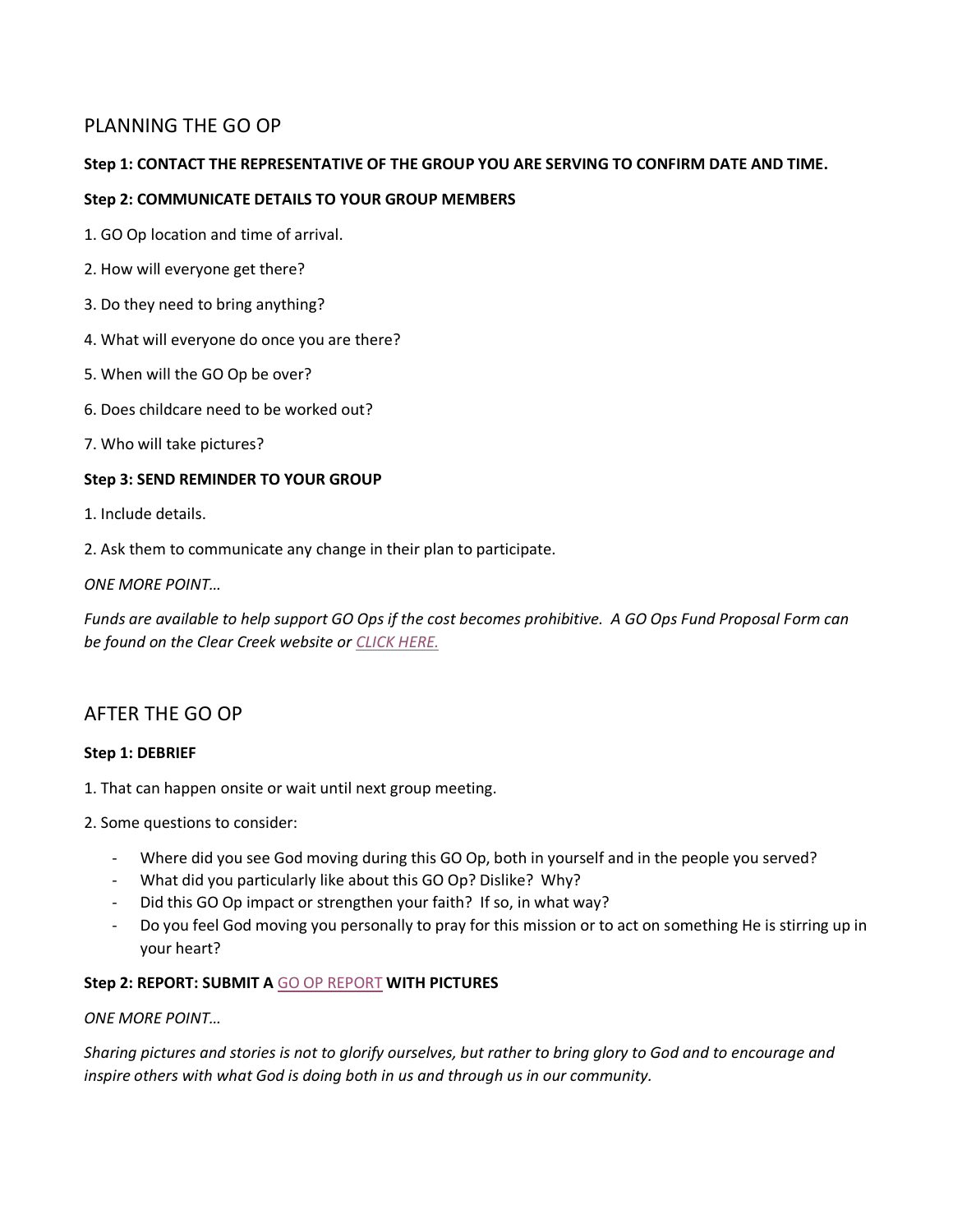## PLANNING THE GO OP

**Step 1: CONTACT THE REPRESENTATIVE OF THE GROUP YOU ARE SERVING TO CONFIRM DATE AND TIME.**

**Step 2: COMMUNICATE DETAILS TO YOUR GROUP MEMBERS**

1. GO Op location and time of arrival.
2. How will everyone get there?
3. Do they need to bring anything?
4. What will everyone do once you are there?
5. When will the GO Op be over?
6. Does childcare need to be worked out?
7. Who will take pictures?

**Step 3: SEND REMINDER TO YOUR GROUP**

1. Include details.
2. Ask them to communicate any change in their plan to participate.

*ONE MORE POINT…*

*Funds are available to help support GO Ops if the cost becomes prohibitive. A GO Ops Fund Proposal Form can be found on the Clear Creek website or CLICK HERE.*

## AFTER THE GO OP

**Step 1: DEBRIEF**

1. That can happen onsite or wait until next group meeting.
2. Some questions to consider:
   - Where did you see God moving during this GO Op, both in yourself and in the people you served?
   - What did you particularly like about this GO Op? Dislike? Why?
   - Did this GO Op impact or strengthen your faith? If so, in what way?
   - Do you feel God moving you personally to pray for this mission or to act on something He is stirring up in your heart?

**Step 2: REPORT: SUBMIT A GO OP REPORT WITH PICTURES**

*ONE MORE POINT…*

*Sharing pictures and stories is not to glorify ourselves, but rather to bring glory to God and to encourage and inspire others with what God is doing both in us and through us in our community.*